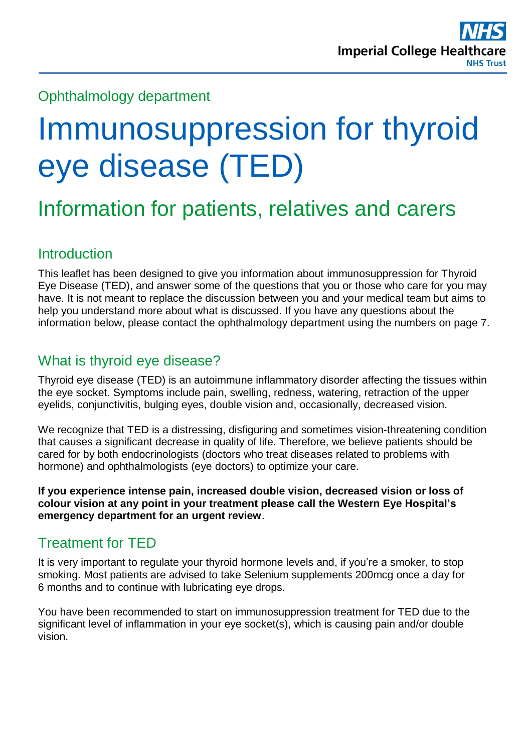Ophthalmology department

# Immunosuppression for thyroid eye disease (TED)

## Information for patients, relatives and carers

### Introduction

This leaflet has been designed to give you information about immunosuppression for Thyroid Eye Disease (TED), and answer some of the questions that you or those who care for you may have. It is not meant to replace the discussion between you and your medical team but aims to help you understand more about what is discussed. If you have any questions about the information below, please contact the ophthalmology department using the numbers on page 7.

### What is thyroid eye disease?

Thyroid eye disease (TED) is an autoimmune inflammatory disorder affecting the tissues within the eye socket. Symptoms include pain, swelling, redness, watering, retraction of the upper eyelids, conjunctivitis, bulging eyes, double vision and, occasionally, decreased vision.

We recognize that TED is a distressing, disfiguring and sometimes vision-threatening condition that causes a significant decrease in quality of life. Therefore, we believe patients should be cared for by both endocrinologists (doctors who treat diseases related to problems with hormone) and ophthalmologists (eye doctors) to optimize your care.

**If you experience intense pain, increased double vision, decreased vision or loss of colour vision at any point in your treatment please call the Western Eye Hospital's emergency department for an urgent review**.

### Treatment for TED

It is very important to regulate your thyroid hormone levels and, if you're a smoker, to stop smoking. Most patients are advised to take Selenium supplements 200mcg once a day for 6 months and to continue with lubricating eye drops.

You have been recommended to start on immunosuppression treatment for TED due to the significant level of inflammation in your eye socket(s), which is causing pain and/or double vision.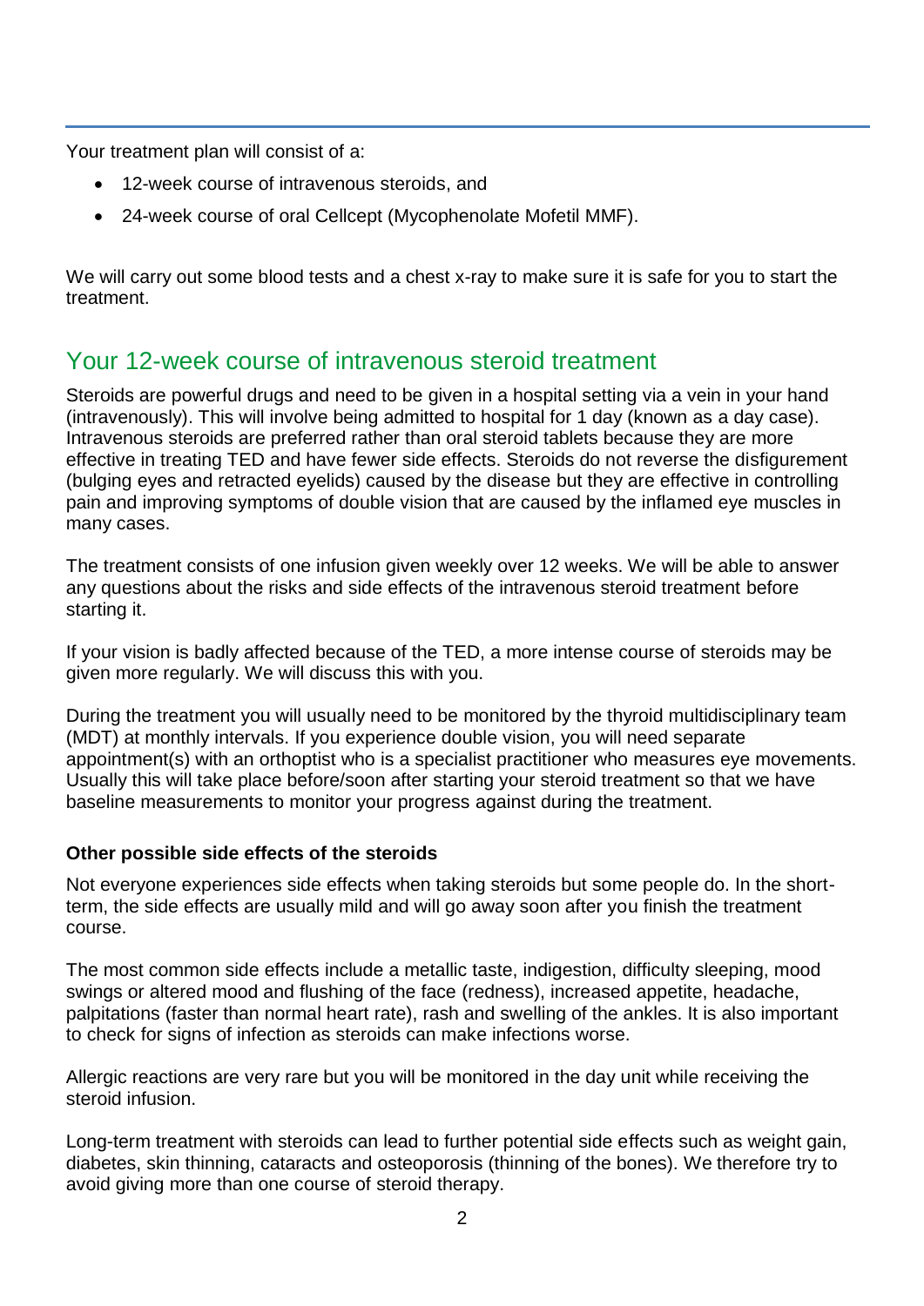Your treatment plan will consist of a:

- 12-week course of intravenous steroids, and
- 24-week course of oral Cellcept (Mycophenolate Mofetil MMF).

We will carry out some blood tests and a chest x-ray to make sure it is safe for you to start the treatment.

## Your 12-week course of intravenous steroid treatment

Steroids are powerful drugs and need to be given in a hospital setting via a vein in your hand (intravenously). This will involve being admitted to hospital for 1 day (known as a day case). Intravenous steroids are preferred rather than oral steroid tablets because they are more effective in treating TED and have fewer side effects. Steroids do not reverse the disfigurement (bulging eyes and retracted eyelids) caused by the disease but they are effective in controlling pain and improving symptoms of double vision that are caused by the inflamed eye muscles in many cases.

The treatment consists of one infusion given weekly over 12 weeks. We will be able to answer any questions about the risks and side effects of the intravenous steroid treatment before starting it.

If your vision is badly affected because of the TED, a more intense course of steroids may be given more regularly. We will discuss this with you.

During the treatment you will usually need to be monitored by the thyroid multidisciplinary team (MDT) at monthly intervals. If you experience double vision, you will need separate appointment(s) with an orthoptist who is a specialist practitioner who measures eye movements. Usually this will take place before/soon after starting your steroid treatment so that we have baseline measurements to monitor your progress against during the treatment.

### Other possible side effects of the steroids

Not everyone experiences side effects when taking steroids but some people do. In the short-term, the side effects are usually mild and will go away soon after you finish the treatment course.

The most common side effects include a metallic taste, indigestion, difficulty sleeping, mood swings or altered mood and flushing of the face (redness), increased appetite, headache, palpitations (faster than normal heart rate), rash and swelling of the ankles. It is also important to check for signs of infection as steroids can make infections worse.

Allergic reactions are very rare but you will be monitored in the day unit while receiving the steroid infusion.

Long-term treatment with steroids can lead to further potential side effects such as weight gain, diabetes, skin thinning, cataracts and osteoporosis (thinning of the bones). We therefore try to avoid giving more than one course of steroid therapy.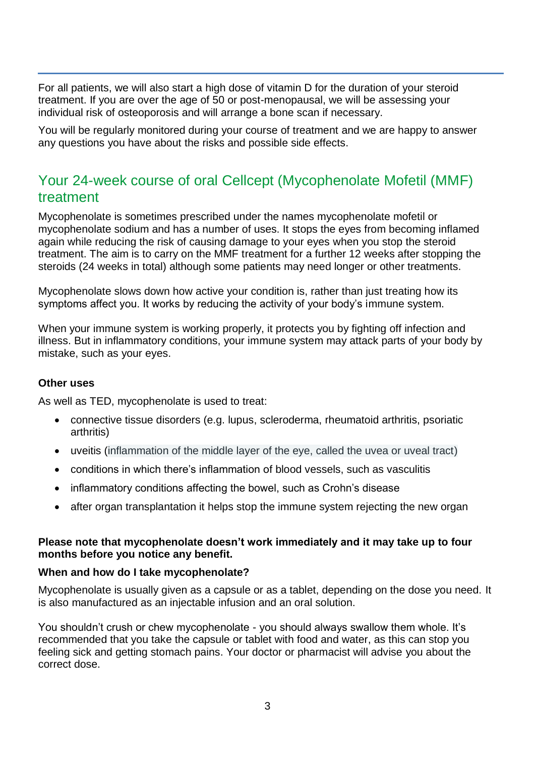For all patients, we will also start a high dose of vitamin D for the duration of your steroid treatment. If you are over the age of 50 or post-menopausal, we will be assessing your individual risk of osteoporosis and will arrange a bone scan if necessary.

You will be regularly monitored during your course of treatment and we are happy to answer any questions you have about the risks and possible side effects.

## Your 24-week course of oral Cellcept (Mycophenolate Mofetil (MMF) treatment

Mycophenolate is sometimes prescribed under the names mycophenolate mofetil or mycophenolate sodium and has a number of uses. It stops the eyes from becoming inflamed again while reducing the risk of causing damage to your eyes when you stop the steroid treatment. The aim is to carry on the MMF treatment for a further 12 weeks after stopping the steroids (24 weeks in total) although some patients may need longer or other treatments.

Mycophenolate slows down how active your condition is, rather than just treating how its symptoms affect you. It works by reducing the activity of your body's immune system.

When your immune system is working properly, it protects you by fighting off infection and illness. But in inflammatory conditions, your immune system may attack parts of your body by mistake, such as your eyes.

**Other uses**

As well as TED, mycophenolate is used to treat:

- connective tissue disorders (e.g. lupus, scleroderma, rheumatoid arthritis, psoriatic arthritis)
- uveitis (inflammation of the middle layer of the eye, called the uvea or uveal tract)
- conditions in which there's inflammation of blood vessels, such as vasculitis
- inflammatory conditions affecting the bowel, such as Crohn's disease
- after organ transplantation it helps stop the immune system rejecting the new organ

**Please note that mycophenolate doesn't work immediately and it may take up to four months before you notice any benefit.**

**When and how do I take mycophenolate?**

Mycophenolate is usually given as a capsule or as a tablet, depending on the dose you need. It is also manufactured as an injectable infusion and an oral solution.

You shouldn't crush or chew mycophenolate - you should always swallow them whole. It's recommended that you take the capsule or tablet with food and water, as this can stop you feeling sick and getting stomach pains. Your doctor or pharmacist will advise you about the correct dose.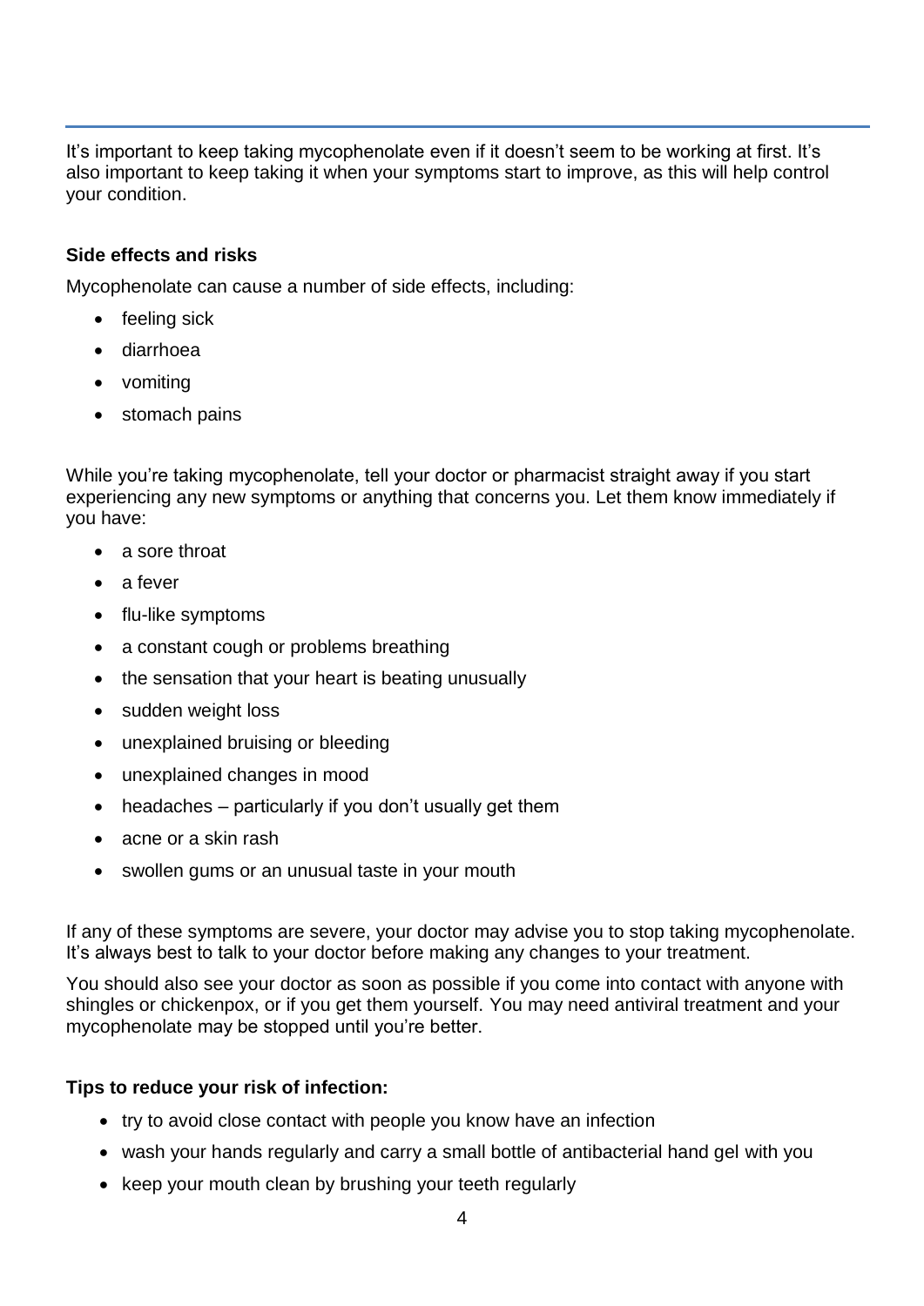It's important to keep taking mycophenolate even if it doesn't seem to be working at first. It's also important to keep taking it when your symptoms start to improve, as this will help control your condition.

**Side effects and risks**

Mycophenolate can cause a number of side effects, including:

- feeling sick
- diarrhoea
- vomiting
- stomach pains

While you're taking mycophenolate, tell your doctor or pharmacist straight away if you start experiencing any new symptoms or anything that concerns you. Let them know immediately if you have:

- a sore throat
- a fever
- flu-like symptoms
- a constant cough or problems breathing
- the sensation that your heart is beating unusually
- sudden weight loss
- unexplained bruising or bleeding
- unexplained changes in mood
- headaches – particularly if you don't usually get them
- acne or a skin rash
- swollen gums or an unusual taste in your mouth

If any of these symptoms are severe, your doctor may advise you to stop taking mycophenolate. It's always best to talk to your doctor before making any changes to your treatment.

You should also see your doctor as soon as possible if you come into contact with anyone with shingles or chickenpox, or if you get them yourself. You may need antiviral treatment and your mycophenolate may be stopped until you're better.

**Tips to reduce your risk of infection:**

- try to avoid close contact with people you know have an infection
- wash your hands regularly and carry a small bottle of antibacterial hand gel with you
- keep your mouth clean by brushing your teeth regularly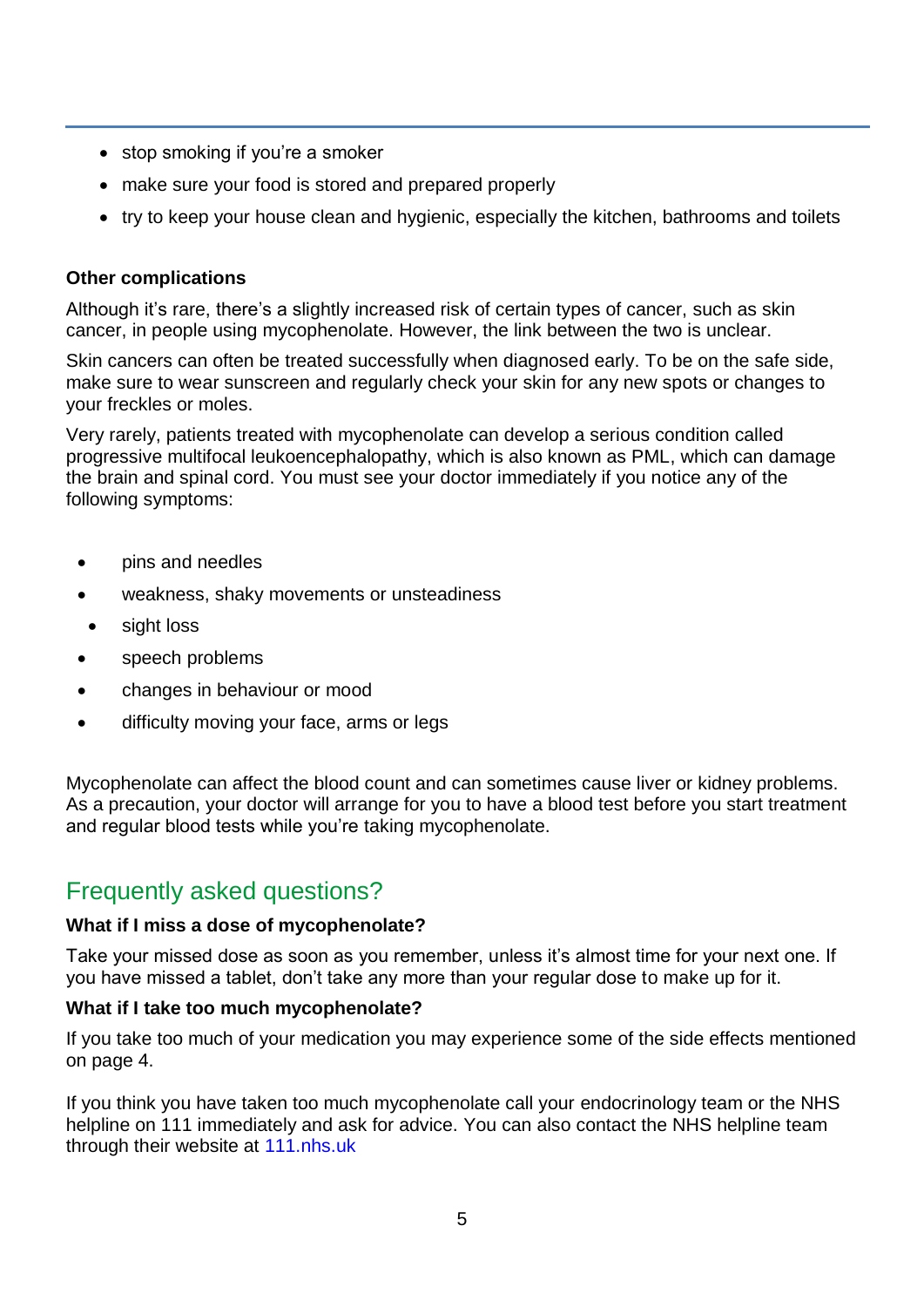- stop smoking if you're a smoker
- make sure your food is stored and prepared properly
- try to keep your house clean and hygienic, especially the kitchen, bathrooms and toilets

**Other complications**

Although it's rare, there's a slightly increased risk of certain types of cancer, such as skin cancer, in people using mycophenolate. However, the link between the two is unclear.

Skin cancers can often be treated successfully when diagnosed early. To be on the safe side, make sure to wear sunscreen and regularly check your skin for any new spots or changes to your freckles or moles.

Very rarely, patients treated with mycophenolate can develop a serious condition called progressive multifocal leukoencephalopathy, which is also known as PML, which can damage the brain and spinal cord. You must see your doctor immediately if you notice any of the following symptoms:

- pins and needles
- weakness, shaky movements or unsteadiness
- sight loss
- speech problems
- changes in behaviour or mood
- difficulty moving your face, arms or legs

Mycophenolate can affect the blood count and can sometimes cause liver or kidney problems. As a precaution, your doctor will arrange for you to have a blood test before you start treatment and regular blood tests while you're taking mycophenolate.

## Frequently asked questions?

**What if I miss a dose of mycophenolate?**

Take your missed dose as soon as you remember, unless it's almost time for your next one. If you have missed a tablet, don't take any more than your regular dose to make up for it.

**What if I take too much mycophenolate?**

If you take too much of your medication you may experience some of the side effects mentioned on page 4.

If you think you have taken too much mycophenolate call your endocrinology team or the NHS helpline on 111 immediately and ask for advice. You can also contact the NHS helpline team through their website at 111.nhs.uk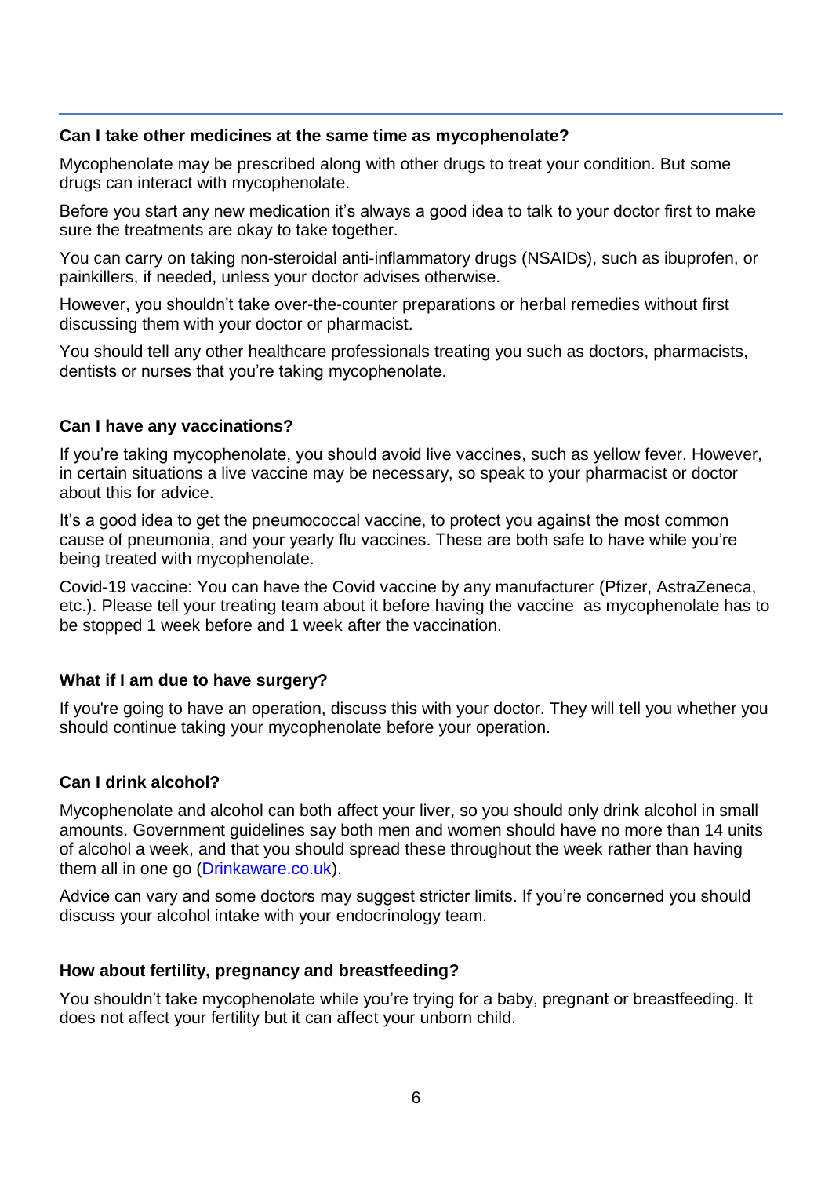### Can I take other medicines at the same time as mycophenolate?

Mycophenolate may be prescribed along with other drugs to treat your condition. But some drugs can interact with mycophenolate.

Before you start any new medication it's always a good idea to talk to your doctor first to make sure the treatments are okay to take together.

You can carry on taking non-steroidal anti-inflammatory drugs (NSAIDs), such as ibuprofen, or painkillers, if needed, unless your doctor advises otherwise.

However, you shouldn't take over-the-counter preparations or herbal remedies without first discussing them with your doctor or pharmacist.

You should tell any other healthcare professionals treating you such as doctors, pharmacists, dentists or nurses that you're taking mycophenolate.

### Can I have any vaccinations?

If you're taking mycophenolate, you should avoid live vaccines, such as yellow fever. However, in certain situations a live vaccine may be necessary, so speak to your pharmacist or doctor about this for advice.

It's a good idea to get the pneumococcal vaccine, to protect you against the most common cause of pneumonia, and your yearly flu vaccines. These are both safe to have while you're being treated with mycophenolate.

Covid-19 vaccine: You can have the Covid vaccine by any manufacturer (Pfizer, AstraZeneca, etc.). Please tell your treating team about it before having the vaccine as mycophenolate has to be stopped 1 week before and 1 week after the vaccination.

### What if I am due to have surgery?

If you're going to have an operation, discuss this with your doctor. They will tell you whether you should continue taking your mycophenolate before your operation.

### Can I drink alcohol?

Mycophenolate and alcohol can both affect your liver, so you should only drink alcohol in small amounts. Government guidelines say both men and women should have no more than 14 units of alcohol a week, and that you should spread these throughout the week rather than having them all in one go (Drinkaware.co.uk).

Advice can vary and some doctors may suggest stricter limits. If you're concerned you should discuss your alcohol intake with your endocrinology team.

### How about fertility, pregnancy and breastfeeding?

You shouldn't take mycophenolate while you're trying for a baby, pregnant or breastfeeding. It does not affect your fertility but it can affect your unborn child.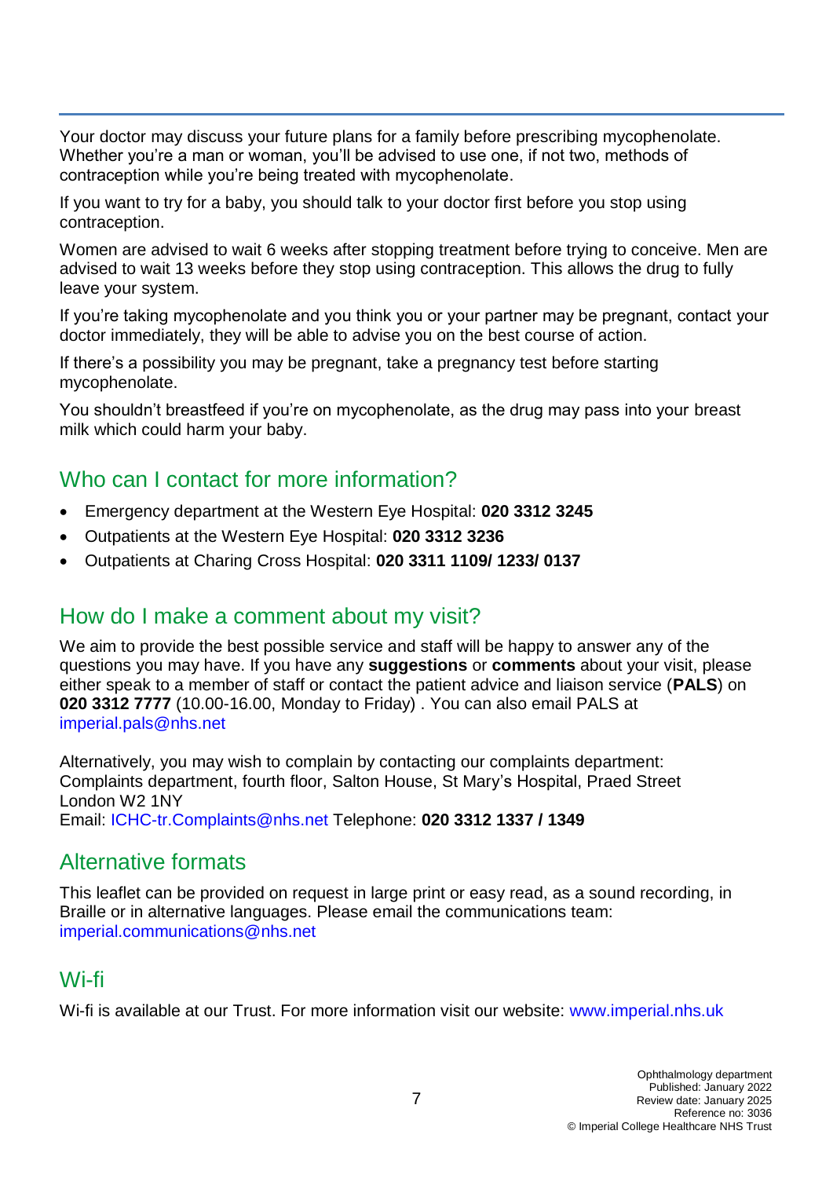Your doctor may discuss your future plans for a family before prescribing mycophenolate. Whether you're a man or woman, you'll be advised to use one, if not two, methods of contraception while you're being treated with mycophenolate.

If you want to try for a baby, you should talk to your doctor first before you stop using contraception.

Women are advised to wait 6 weeks after stopping treatment before trying to conceive. Men are advised to wait 13 weeks before they stop using contraception. This allows the drug to fully leave your system.

If you're taking mycophenolate and you think you or your partner may be pregnant, contact your doctor immediately, they will be able to advise you on the best course of action.

If there's a possibility you may be pregnant, take a pregnancy test before starting mycophenolate.

You shouldn't breastfeed if you're on mycophenolate, as the drug may pass into your breast milk which could harm your baby.

## Who can I contact for more information?

- Emergency department at the Western Eye Hospital: **020 3312 3245**
- Outpatients at the Western Eye Hospital: **020 3312 3236**
- Outpatients at Charing Cross Hospital: **020 3311 1109/ 1233/ 0137**

## How do I make a comment about my visit?

We aim to provide the best possible service and staff will be happy to answer any of the questions you may have. If you have any **suggestions** or **comments** about your visit, please either speak to a member of staff or contact the patient advice and liaison service (**PALS**) on **020 3312 7777** (10.00-16.00, Monday to Friday) . You can also email PALS at imperial.pals@nhs.net

Alternatively, you may wish to complain by contacting our complaints department:
Complaints department, fourth floor, Salton House, St Mary's Hospital, Praed Street
London W2 1NY
Email: ICHC-tr.Complaints@nhs.net Telephone: **020 3312 1337 / 1349**

## Alternative formats

This leaflet can be provided on request in large print or easy read, as a sound recording, in Braille or in alternative languages. Please email the communications team: imperial.communications@nhs.net

## Wi-fi

Wi-fi is available at our Trust. For more information visit our website: www.imperial.nhs.uk

Ophthalmology department
Published: January 2022
Review date: January 2025
Reference no: 3036
© Imperial College Healthcare NHS Trust